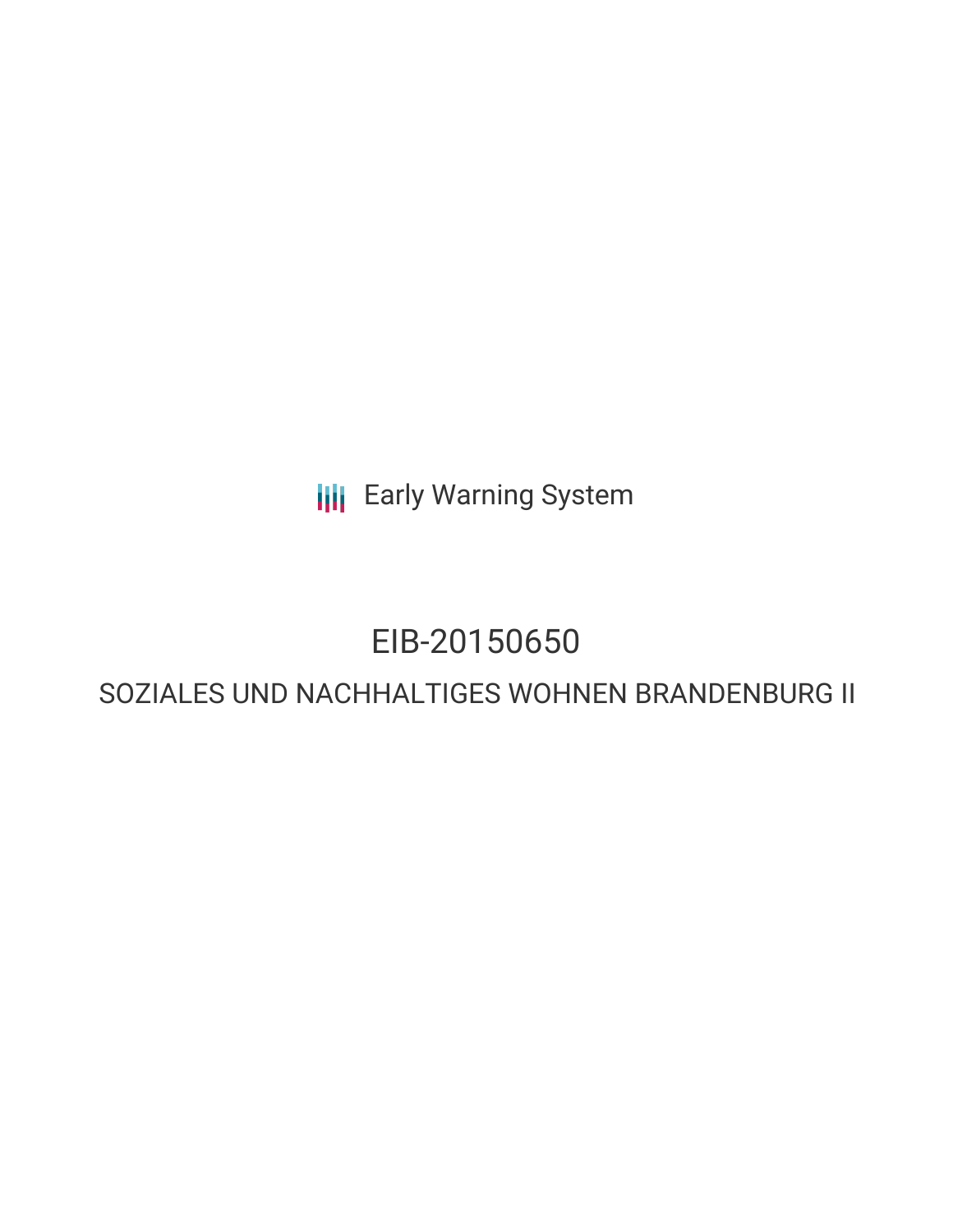Early Warning System

# EIB-20150650

## SOZIALES UND NACHHALTIGES WOHNEN BRANDENBURG II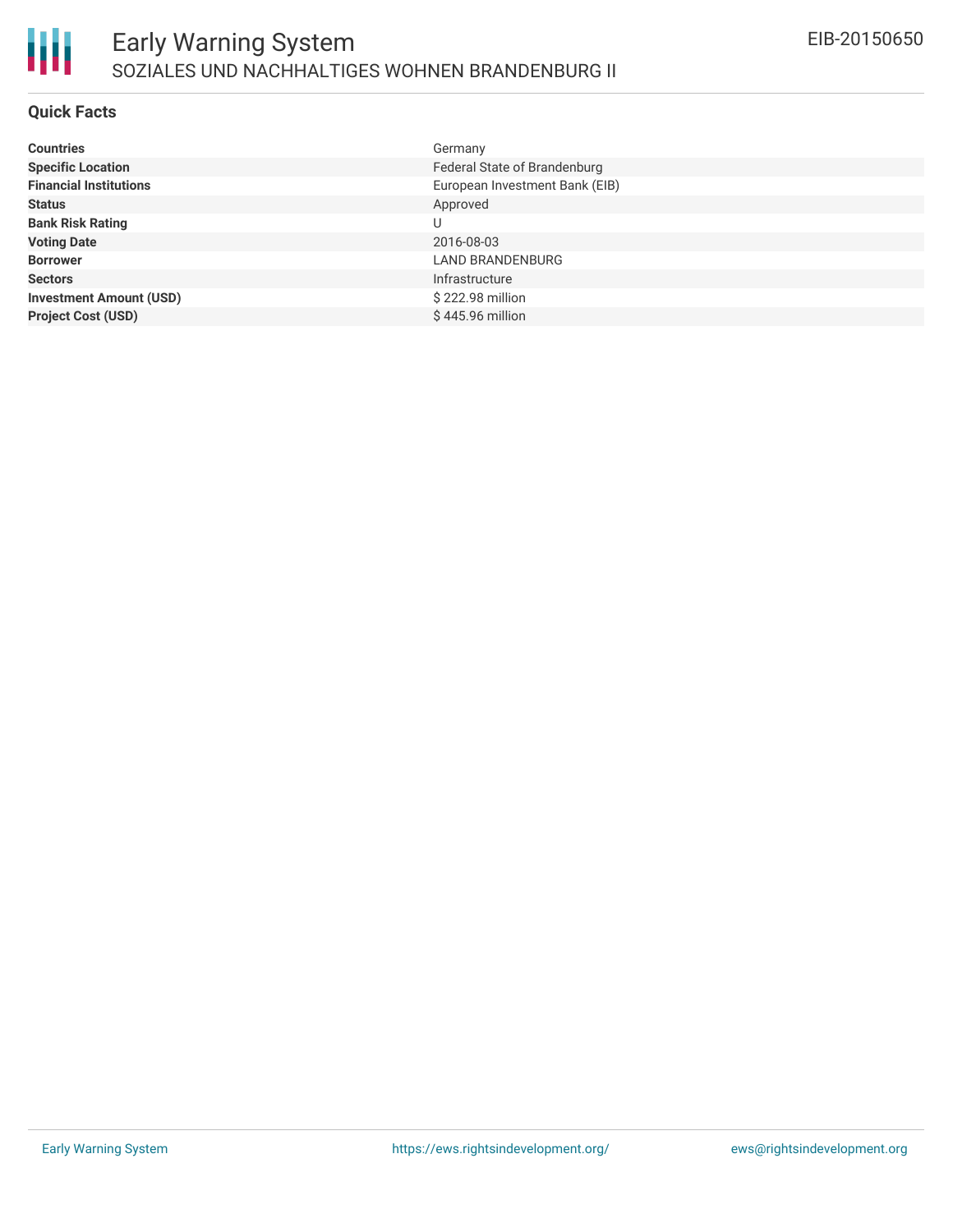# Early Warning System

## SOZIALES UND NACHHALTIGES WOHNEN BRANDENBURG II

EIB-20150650

### Quick Facts

| | |
|---|---|
| **Countries** | Germany |
| **Specific Location** | Federal State of Brandenburg |
| **Financial Institutions** | European Investment Bank (EIB) |
| **Status** | Approved |
| **Bank Risk Rating** | U |
| **Voting Date** | 2016-08-03 |
| **Borrower** | LAND BRANDENBURG |
| **Sectors** | Infrastructure |
| **Investment Amount (USD)** | $ 222.98 million |
| **Project Cost (USD)** | $ 445.96 million |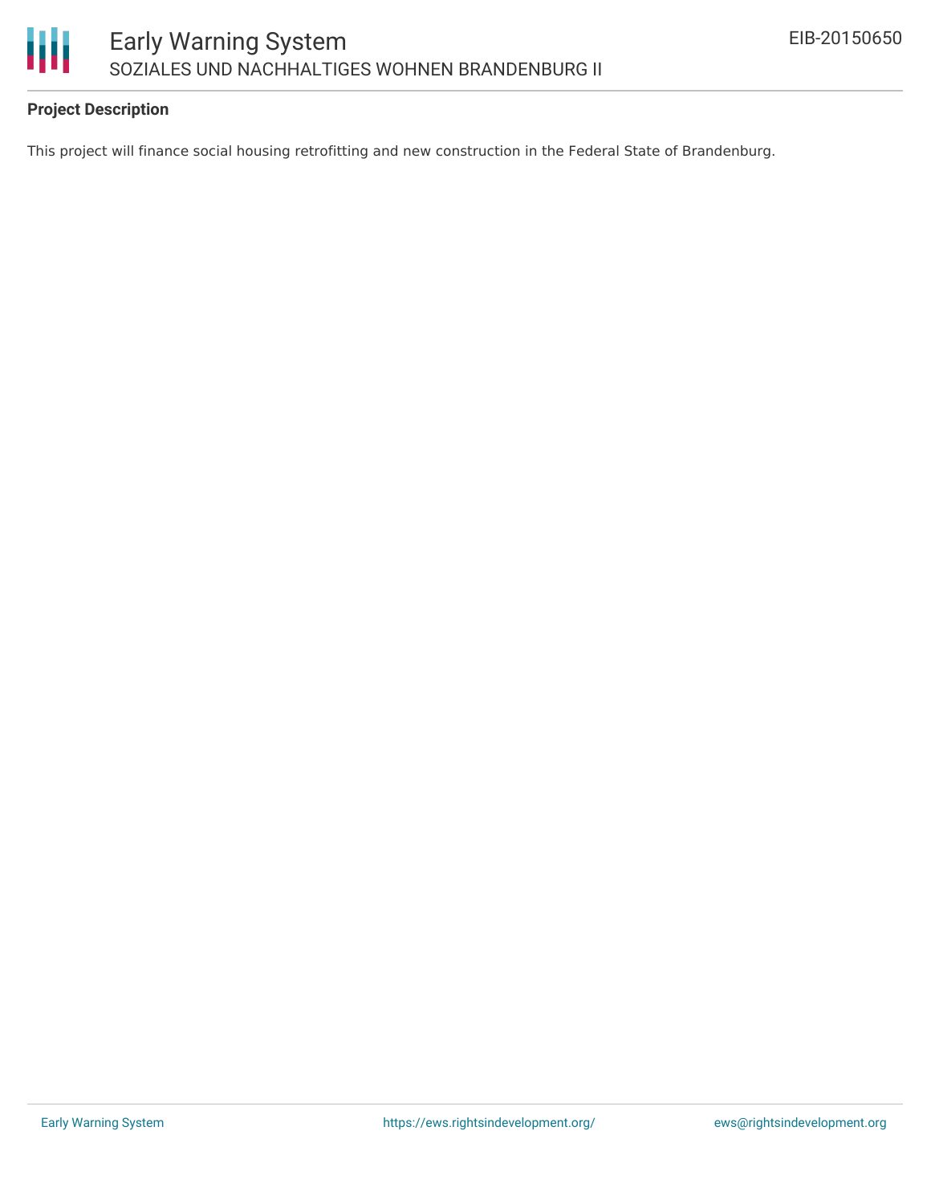**Project Description**

This project will finance social housing retrofitting and new construction in the Federal State of Brandenburg.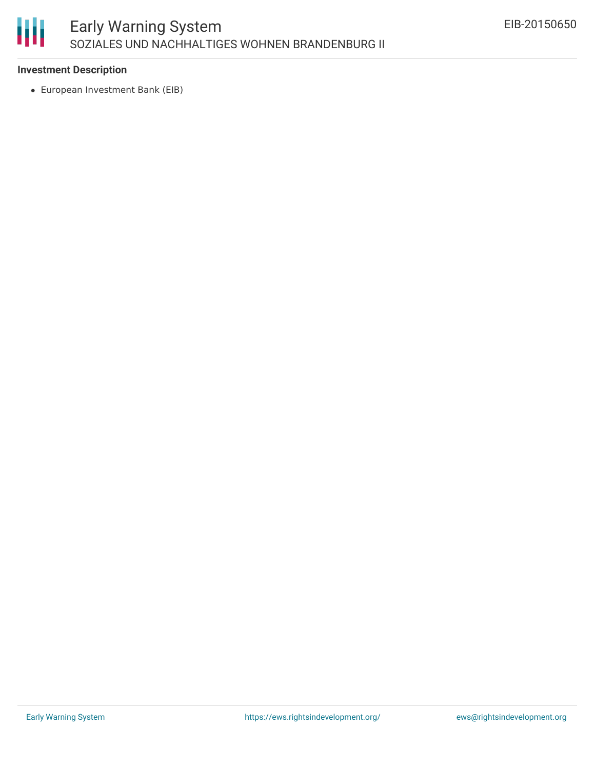**Investment Description**

- European Investment Bank (EIB)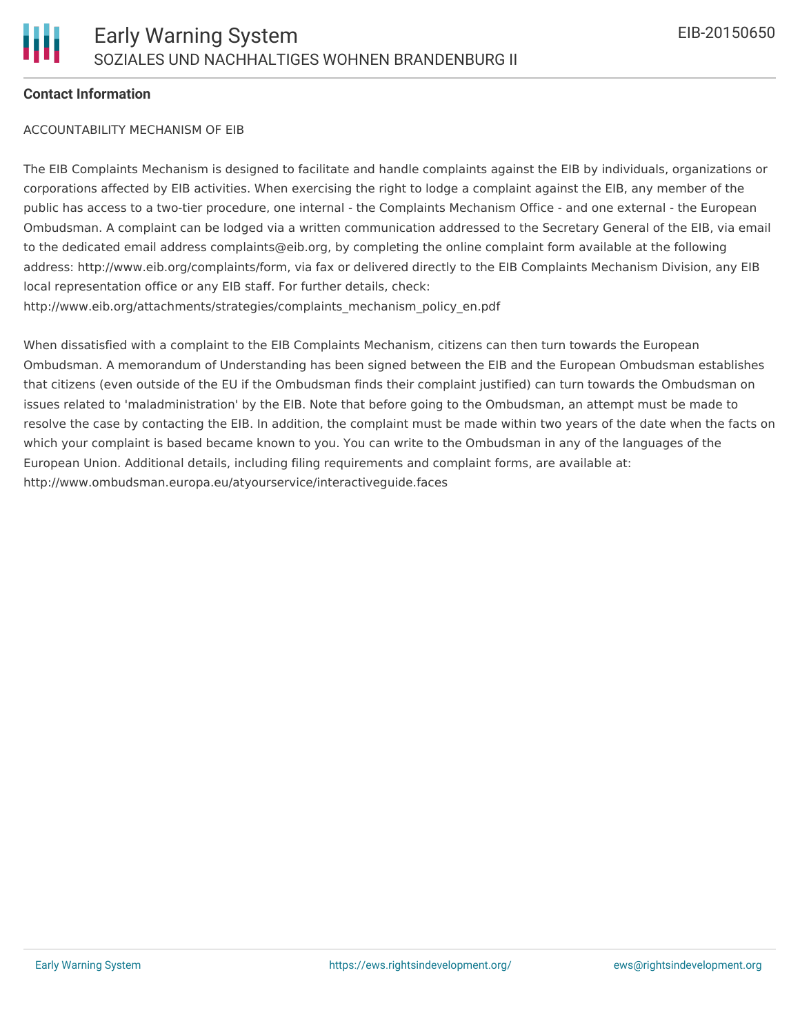**Contact Information**

ACCOUNTABILITY MECHANISM OF EIB

The EIB Complaints Mechanism is designed to facilitate and handle complaints against the EIB by individuals, organizations or corporations affected by EIB activities. When exercising the right to lodge a complaint against the EIB, any member of the public has access to a two-tier procedure, one internal - the Complaints Mechanism Office - and one external - the European Ombudsman. A complaint can be lodged via a written communication addressed to the Secretary General of the EIB, via email to the dedicated email address complaints@eib.org, by completing the online complaint form available at the following address: http://www.eib.org/complaints/form, via fax or delivered directly to the EIB Complaints Mechanism Division, any EIB local representation office or any EIB staff. For further details, check: http://www.eib.org/attachments/strategies/complaints_mechanism_policy_en.pdf

When dissatisfied with a complaint to the EIB Complaints Mechanism, citizens can then turn towards the European Ombudsman. A memorandum of Understanding has been signed between the EIB and the European Ombudsman establishes that citizens (even outside of the EU if the Ombudsman finds their complaint justified) can turn towards the Ombudsman on issues related to 'maladministration' by the EIB. Note that before going to the Ombudsman, an attempt must be made to resolve the case by contacting the EIB. In addition, the complaint must be made within two years of the date when the facts on which your complaint is based became known to you. You can write to the Ombudsman in any of the languages of the European Union. Additional details, including filing requirements and complaint forms, are available at: http://www.ombudsman.europa.eu/atyourservice/interactiveguide.faces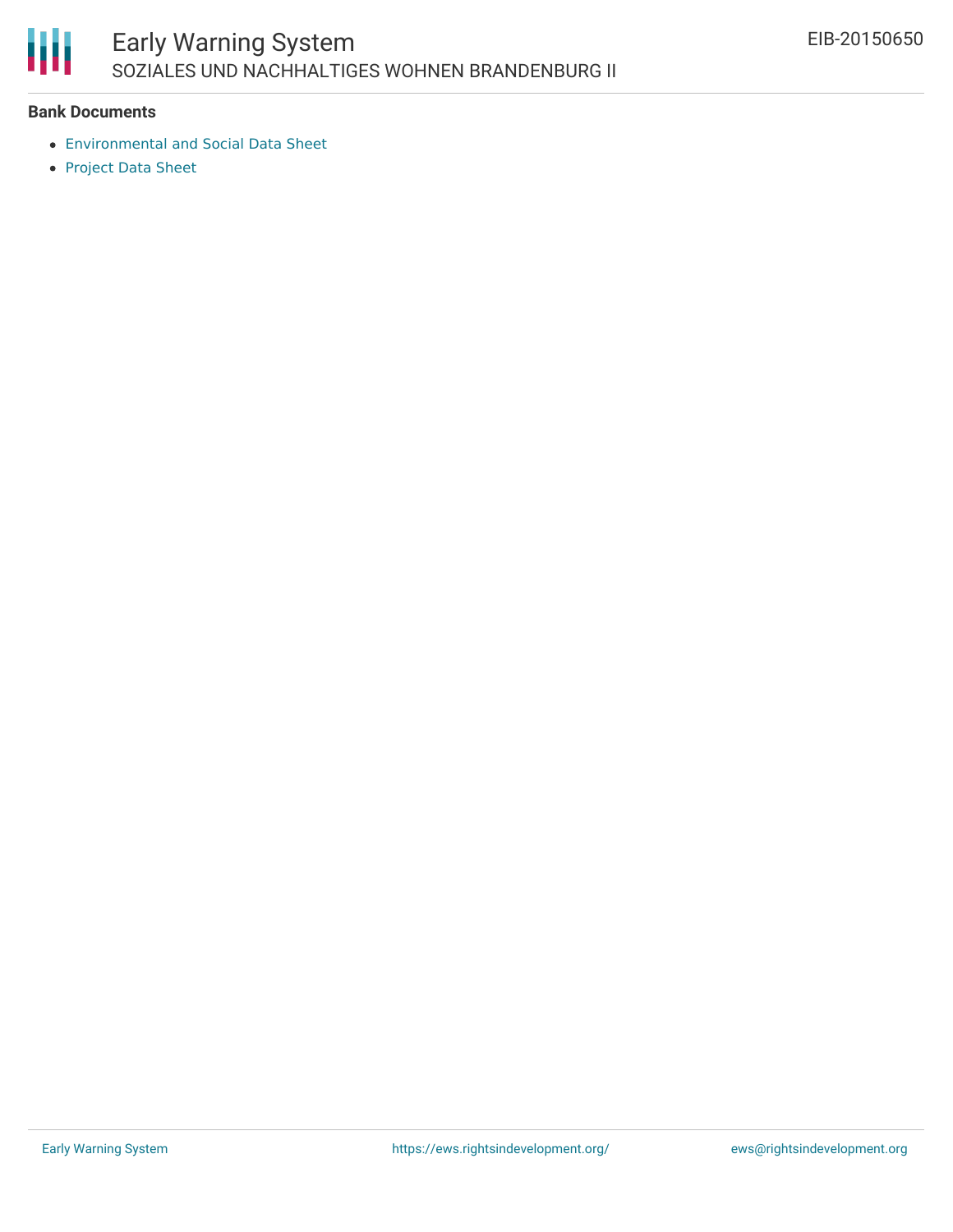**Bank Documents**

- Environmental and Social Data Sheet
- Project Data Sheet